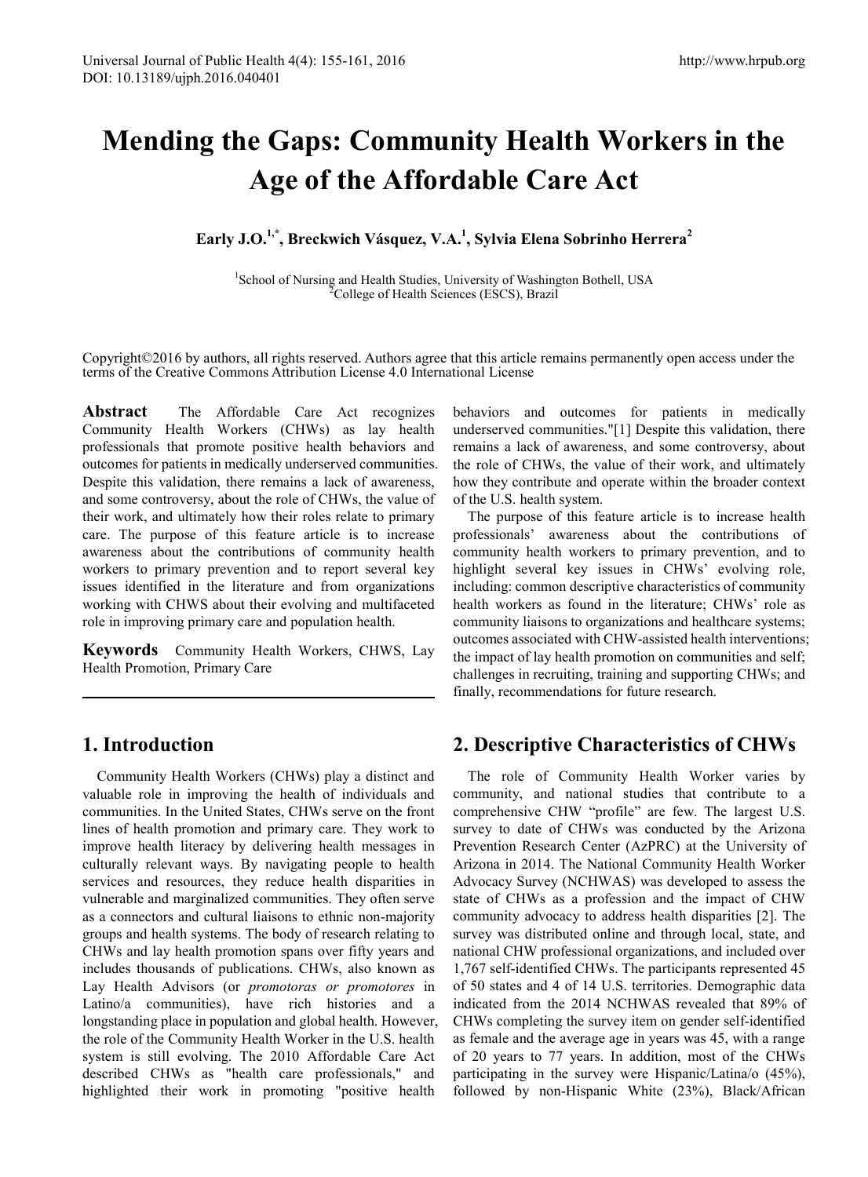# Mending the Gaps: Community Health Workers in the Age of the Affordable Care Act

**Early J.O.[1,*], Breckwich Vásquez, V.A.[1], Sylvia Elena Sobrinho Herrera[2]**

[1]School of Nursing and Health Studies, University of Washington Bothell, USA
[2]College of Health Sciences (ESCS), Brazil

Copyright©2016 by authors, all rights reserved. Authors agree that this article remains permanently open access under the terms of the Creative Commons Attribution License 4.0 International License

**Abstract** The Affordable Care Act recognizes Community Health Workers (CHWs) as lay health professionals that promote positive health behaviors and outcomes for patients in medically underserved communities. Despite this validation, there remains a lack of awareness, and some controversy, about the role of CHWs, the value of their work, and ultimately how their roles relate to primary care. The purpose of this feature article is to increase awareness about the contributions of community health workers to primary prevention and to report several key issues identified in the literature and from organizations working with CHWS about their evolving and multifaceted role in improving primary care and population health.

**Keywords** Community Health Workers, CHWS, Lay Health Promotion, Primary Care

## 1. Introduction

Community Health Workers (CHWs) play a distinct and valuable role in improving the health of individuals and communities. In the United States, CHWs serve on the front lines of health promotion and primary care. They work to improve health literacy by delivering health messages in culturally relevant ways. By navigating people to health services and resources, they reduce health disparities in vulnerable and marginalized communities. They often serve as a connectors and cultural liaisons to ethnic non-majority groups and health systems. The body of research relating to CHWs and lay health promotion spans over fifty years and includes thousands of publications. CHWs, also known as Lay Health Advisors (or *promotoras or promotores* in Latino/a communities), have rich histories and a longstanding place in population and global health. However, the role of the Community Health Worker in the U.S. health system is still evolving. The 2010 Affordable Care Act described CHWs as "health care professionals," and highlighted their work in promoting "positive health behaviors and outcomes for patients in medically underserved communities."[1] Despite this validation, there remains a lack of awareness, and some controversy, about the role of CHWs, the value of their work, and ultimately how they contribute and operate within the broader context of the U.S. health system.

The purpose of this feature article is to increase health professionals' awareness about the contributions of community health workers to primary prevention, and to highlight several key issues in CHWs' evolving role, including: common descriptive characteristics of community health workers as found in the literature; CHWs' role as community liaisons to organizations and healthcare systems; outcomes associated with CHW-assisted health interventions; the impact of lay health promotion on communities and self; challenges in recruiting, training and supporting CHWs; and finally, recommendations for future research.

## 2. Descriptive Characteristics of CHWs

The role of Community Health Worker varies by community, and national studies that contribute to a comprehensive CHW "profile" are few. The largest U.S. survey to date of CHWs was conducted by the Arizona Prevention Research Center (AzPRC) at the University of Arizona in 2014. The National Community Health Worker Advocacy Survey (NCHWAS) was developed to assess the state of CHWs as a profession and the impact of CHW community advocacy to address health disparities [2]. The survey was distributed online and through local, state, and national CHW professional organizations, and included over 1,767 self-identified CHWs. The participants represented 45 of 50 states and 4 of 14 U.S. territories. Demographic data indicated from the 2014 NCHWAS revealed that 89% of CHWs completing the survey item on gender self-identified as female and the average age in years was 45, with a range of 20 years to 77 years. In addition, most of the CHWs participating in the survey were Hispanic/Latina/o (45%), followed by non-Hispanic White (23%), Black/African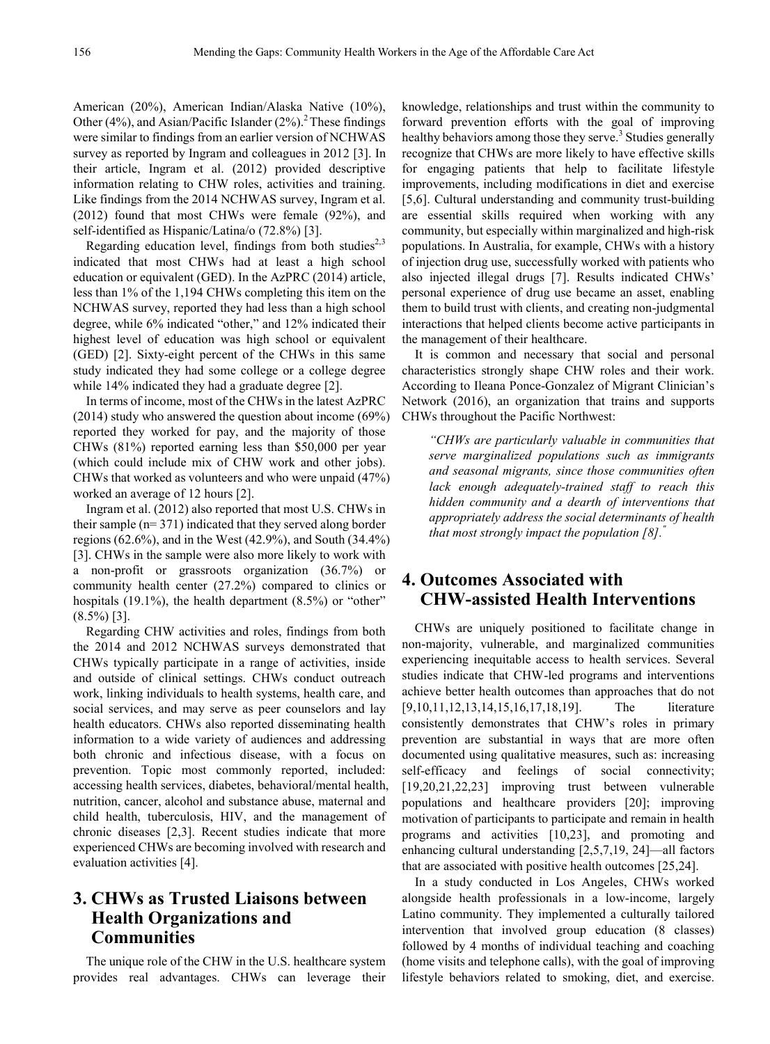American (20%), American Indian/Alaska Native (10%), Other (4%), and Asian/Pacific Islander (2%).[2] These findings were similar to findings from an earlier version of NCHWAS survey as reported by Ingram and colleagues in 2012 [3]. In their article, Ingram et al. (2012) provided descriptive information relating to CHW roles, activities and training. Like findings from the 2014 NCHWAS survey, Ingram et al. (2012) found that most CHWs were female (92%), and self-identified as Hispanic/Latina/o (72.8%) [3].

Regarding education level, findings from both studies[2,3] indicated that most CHWs had at least a high school education or equivalent (GED). In the AzPRC (2014) article, less than 1% of the 1,194 CHWs completing this item on the NCHWAS survey, reported they had less than a high school degree, while 6% indicated "other," and 12% indicated their highest level of education was high school or equivalent (GED) [2]. Sixty-eight percent of the CHWs in this same study indicated they had some college or a college degree while 14% indicated they had a graduate degree [2].

In terms of income, most of the CHWs in the latest AzPRC (2014) study who answered the question about income (69%) reported they worked for pay, and the majority of those CHWs (81%) reported earning less than $50,000 per year (which could include mix of CHW work and other jobs). CHWs that worked as volunteers and who were unpaid (47%) worked an average of 12 hours [2].

Ingram et al. (2012) also reported that most U.S. CHWs in their sample (n= 371) indicated that they served along border regions (62.6%), and in the West (42.9%), and South (34.4%) [3]. CHWs in the sample were also more likely to work with a non-profit or grassroots organization (36.7%) or community health center (27.2%) compared to clinics or hospitals (19.1%), the health department (8.5%) or "other" (8.5%) [3].

Regarding CHW activities and roles, findings from both the 2014 and 2012 NCHWAS surveys demonstrated that CHWs typically participate in a range of activities, inside and outside of clinical settings. CHWs conduct outreach work, linking individuals to health systems, health care, and social services, and may serve as peer counselors and lay health educators. CHWs also reported disseminating health information to a wide variety of audiences and addressing both chronic and infectious disease, with a focus on prevention. Topic most commonly reported, included: accessing health services, diabetes, behavioral/mental health, nutrition, cancer, alcohol and substance abuse, maternal and child health, tuberculosis, HIV, and the management of chronic diseases [2,3]. Recent studies indicate that more experienced CHWs are becoming involved with research and evaluation activities [4].

## 3. CHWs as Trusted Liaisons between Health Organizations and Communities

The unique role of the CHW in the U.S. healthcare system provides real advantages. CHWs can leverage their knowledge, relationships and trust within the community to forward prevention efforts with the goal of improving healthy behaviors among those they serve.[3] Studies generally recognize that CHWs are more likely to have effective skills for engaging patients that help to facilitate lifestyle improvements, including modifications in diet and exercise [5,6]. Cultural understanding and community trust-building are essential skills required when working with any community, but especially within marginalized and high-risk populations. In Australia, for example, CHWs with a history of injection drug use, successfully worked with patients who also injected illegal drugs [7]. Results indicated CHWs' personal experience of drug use became an asset, enabling them to build trust with clients, and creating non-judgmental interactions that helped clients become active participants in the management of their healthcare.

It is common and necessary that social and personal characteristics strongly shape CHW roles and their work. According to Ileana Ponce-Gonzalez of Migrant Clinician's Network (2016), an organization that trains and supports CHWs throughout the Pacific Northwest:

> *"CHWs are particularly valuable in communities that serve marginalized populations such as immigrants and seasonal migrants, since those communities often lack enough adequately-trained staff to reach this hidden community and a dearth of interventions that appropriately address the social determinants of health that most strongly impact the population [8]."*

## 4. Outcomes Associated with CHW-assisted Health Interventions

CHWs are uniquely positioned to facilitate change in non-majority, vulnerable, and marginalized communities experiencing inequitable access to health services. Several studies indicate that CHW-led programs and interventions achieve better health outcomes than approaches that do not [9,10,11,12,13,14,15,16,17,18,19]. The literature consistently demonstrates that CHW's roles in primary prevention are substantial in ways that are more often documented using qualitative measures, such as: increasing self-efficacy and feelings of social connectivity; [19,20,21,22,23] improving trust between vulnerable populations and healthcare providers [20]; improving motivation of participants to participate and remain in health programs and activities [10,23], and promoting and enhancing cultural understanding [2,5,7,19, 24]—all factors that are associated with positive health outcomes [25,24].

In a study conducted in Los Angeles, CHWs worked alongside health professionals in a low-income, largely Latino community. They implemented a culturally tailored intervention that involved group education (8 classes) followed by 4 months of individual teaching and coaching (home visits and telephone calls), with the goal of improving lifestyle behaviors related to smoking, diet, and exercise.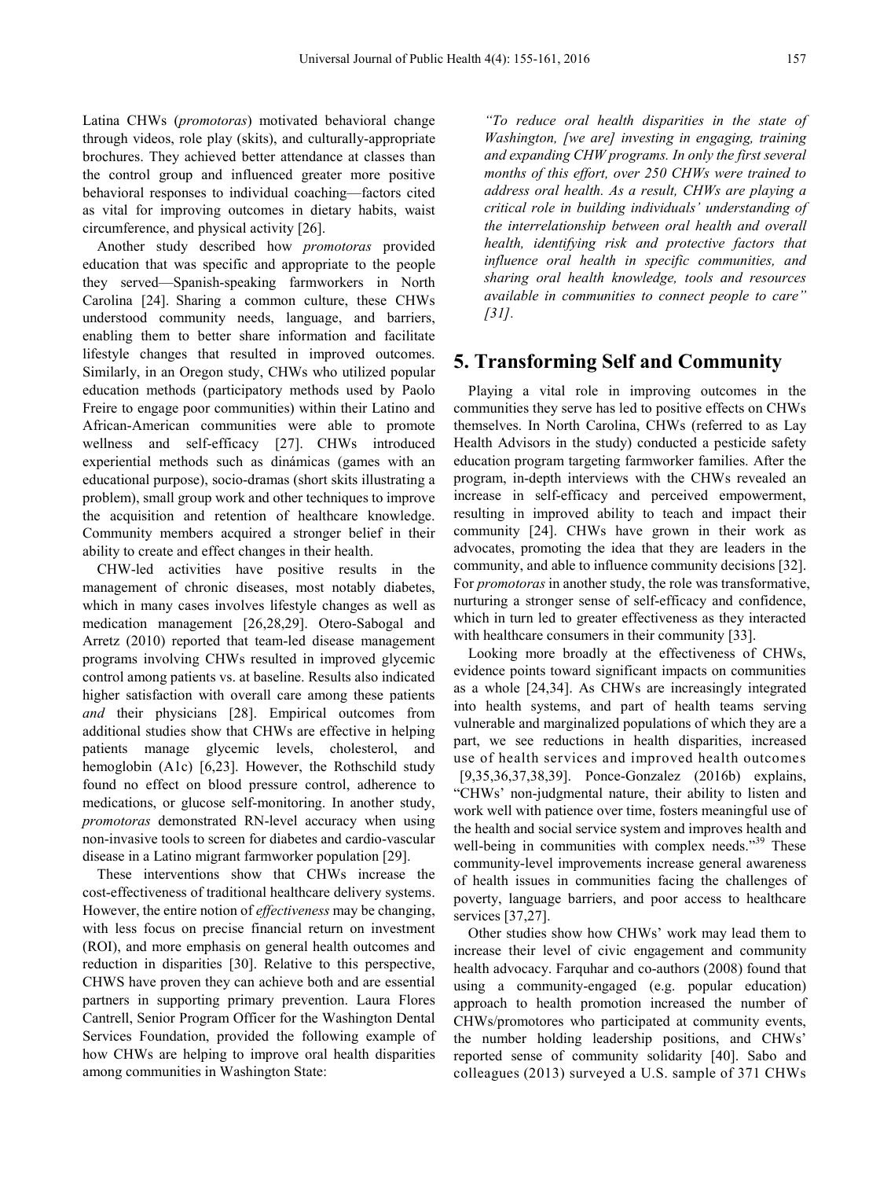Latina CHWs (*promotoras*) motivated behavioral change through videos, role play (skits), and culturally-appropriate brochures. They achieved better attendance at classes than the control group and influenced greater more positive behavioral responses to individual coaching—factors cited as vital for improving outcomes in dietary habits, waist circumference, and physical activity [26].

Another study described how *promotoras* provided education that was specific and appropriate to the people they served—Spanish-speaking farmworkers in North Carolina [24]. Sharing a common culture, these CHWs understood community needs, language, and barriers, enabling them to better share information and facilitate lifestyle changes that resulted in improved outcomes. Similarly, in an Oregon study, CHWs who utilized popular education methods (participatory methods used by Paolo Freire to engage poor communities) within their Latino and African-American communities were able to promote wellness and self-efficacy [27]. CHWs introduced experiential methods such as dinámicas (games with an educational purpose), socio-dramas (short skits illustrating a problem), small group work and other techniques to improve the acquisition and retention of healthcare knowledge. Community members acquired a stronger belief in their ability to create and effect changes in their health.

CHW-led activities have positive results in the management of chronic diseases, most notably diabetes, which in many cases involves lifestyle changes as well as medication management [26,28,29]. Otero-Sabogal and Arretz (2010) reported that team-led disease management programs involving CHWs resulted in improved glycemic control among patients vs. at baseline. Results also indicated higher satisfaction with overall care among these patients *and* their physicians [28]. Empirical outcomes from additional studies show that CHWs are effective in helping patients manage glycemic levels, cholesterol, and hemoglobin (A1c) [6,23]. However, the Rothschild study found no effect on blood pressure control, adherence to medications, or glucose self-monitoring. In another study, *promotoras* demonstrated RN-level accuracy when using non-invasive tools to screen for diabetes and cardio-vascular disease in a Latino migrant farmworker population [29].

These interventions show that CHWs increase the cost-effectiveness of traditional healthcare delivery systems. However, the entire notion of *effectiveness* may be changing, with less focus on precise financial return on investment (ROI), and more emphasis on general health outcomes and reduction in disparities [30]. Relative to this perspective, CHWS have proven they can achieve both and are essential partners in supporting primary prevention. Laura Flores Cantrell, Senior Program Officer for the Washington Dental Services Foundation, provided the following example of how CHWs are helping to improve oral health disparities among communities in Washington State:

> *"To reduce oral health disparities in the state of Washington, [we are] investing in engaging, training and expanding CHW programs. In only the first several months of this effort, over 250 CHWs were trained to address oral health. As a result, CHWs are playing a critical role in building individuals' understanding of the interrelationship between oral health and overall health, identifying risk and protective factors that influence oral health in specific communities, and sharing oral health knowledge, tools and resources available in communities to connect people to care" [31].*

## 5. Transforming Self and Community

Playing a vital role in improving outcomes in the communities they serve has led to positive effects on CHWs themselves. In North Carolina, CHWs (referred to as Lay Health Advisors in the study) conducted a pesticide safety education program targeting farmworker families. After the program, in-depth interviews with the CHWs revealed an increase in self-efficacy and perceived empowerment, resulting in improved ability to teach and impact their community [24]. CHWs have grown in their work as advocates, promoting the idea that they are leaders in the community, and able to influence community decisions [32]. For *promotoras* in another study, the role was transformative, nurturing a stronger sense of self-efficacy and confidence, which in turn led to greater effectiveness as they interacted with healthcare consumers in their community [33].

Looking more broadly at the effectiveness of CHWs, evidence points toward significant impacts on communities as a whole [24,34]. As CHWs are increasingly integrated into health systems, and part of health teams serving vulnerable and marginalized populations of which they are a part, we see reductions in health disparities, increased use of health services and improved health outcomes [9,35,36,37,38,39]. Ponce-Gonzalez (2016b) explains, "CHWs' non-judgmental nature, their ability to listen and work well with patience over time, fosters meaningful use of the health and social service system and improves health and well-being in communities with complex needs."[39] These community-level improvements increase general awareness of health issues in communities facing the challenges of poverty, language barriers, and poor access to healthcare services [37,27].

Other studies show how CHWs' work may lead them to increase their level of civic engagement and community health advocacy. Farquhar and co-authors (2008) found that using a community-engaged (e.g. popular education) approach to health promotion increased the number of CHWs/promotores who participated at community events, the number holding leadership positions, and CHWs' reported sense of community solidarity [40]. Sabo and colleagues (2013) surveyed a U.S. sample of 371 CHWs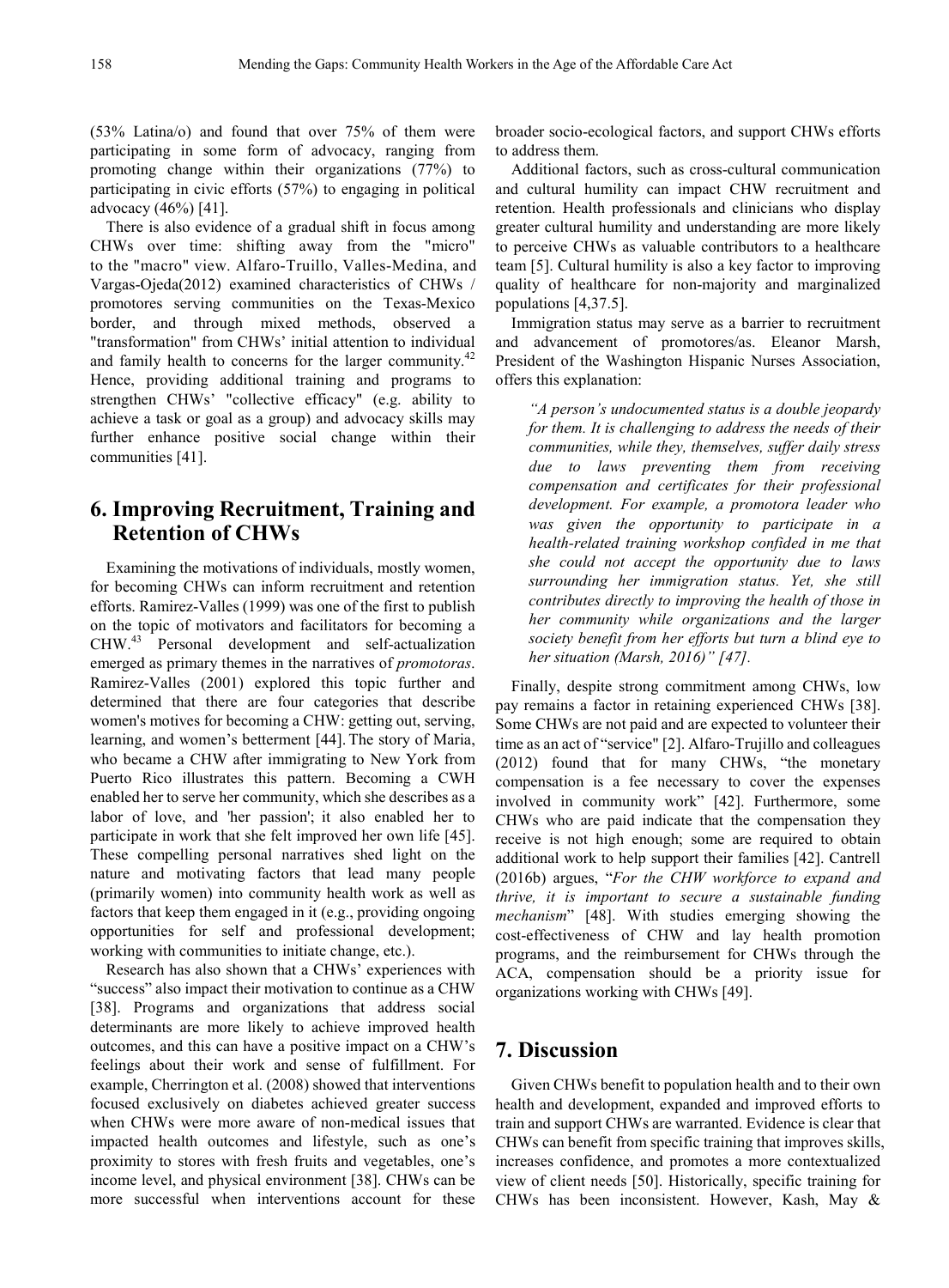(53% Latina/o) and found that over 75% of them were participating in some form of advocacy, ranging from promoting change within their organizations (77%) to participating in civic efforts (57%) to engaging in political advocacy (46%) [41].

There is also evidence of a gradual shift in focus among CHWs over time: shifting away from the "micro" to the "macro" view. Alfaro-Truillo, Valles-Medina, and Vargas-Ojeda(2012) examined characteristics of CHWs / promotores serving communities on the Texas-Mexico border, and through mixed methods, observed a "transformation" from CHWs' initial attention to individual and family health to concerns for the larger community.[42] Hence, providing additional training and programs to strengthen CHWs' "collective efficacy" (e.g. ability to achieve a task or goal as a group) and advocacy skills may further enhance positive social change within their communities [41].

## 6. Improving Recruitment, Training and Retention of CHWs

Examining the motivations of individuals, mostly women, for becoming CHWs can inform recruitment and retention efforts. Ramirez-Valles (1999) was one of the first to publish on the topic of motivators and facilitators for becoming a CHW.[43] Personal development and self-actualization emerged as primary themes in the narratives of *promotoras*. Ramirez-Valles (2001) explored this topic further and determined that there are four categories that describe women's motives for becoming a CHW: getting out, serving, learning, and women's betterment [44]. The story of Maria, who became a CHW after immigrating to New York from Puerto Rico illustrates this pattern. Becoming a CWH enabled her to serve her community, which she describes as a labor of love, and 'her passion'; it also enabled her to participate in work that she felt improved her own life [45]. These compelling personal narratives shed light on the nature and motivating factors that lead many people (primarily women) into community health work as well as factors that keep them engaged in it (e.g., providing ongoing opportunities for self and professional development; working with communities to initiate change, etc.).

Research has also shown that a CHWs' experiences with "success" also impact their motivation to continue as a CHW [38]. Programs and organizations that address social determinants are more likely to achieve improved health outcomes, and this can have a positive impact on a CHW's feelings about their work and sense of fulfillment. For example, Cherrington et al. (2008) showed that interventions focused exclusively on diabetes achieved greater success when CHWs were more aware of non-medical issues that impacted health outcomes and lifestyle, such as one's proximity to stores with fresh fruits and vegetables, one's income level, and physical environment [38]. CHWs can be more successful when interventions account for these broader socio-ecological factors, and support CHWs efforts to address them.

Additional factors, such as cross-cultural communication and cultural humility can impact CHW recruitment and retention. Health professionals and clinicians who display greater cultural humility and understanding are more likely to perceive CHWs as valuable contributors to a healthcare team [5]. Cultural humility is also a key factor to improving quality of healthcare for non-majority and marginalized populations [4,37.5].

Immigration status may serve as a barrier to recruitment and advancement of promotores/as. Eleanor Marsh, President of the Washington Hispanic Nurses Association, offers this explanation:

> *"A person's undocumented status is a double jeopardy for them. It is challenging to address the needs of their communities, while they, themselves, suffer daily stress due to laws preventing them from receiving compensation and certificates for their professional development. For example, a promotora leader who was given the opportunity to participate in a health-related training workshop confided in me that she could not accept the opportunity due to laws surrounding her immigration status. Yet, she still contributes directly to improving the health of those in her community while organizations and the larger society benefit from her efforts but turn a blind eye to her situation (Marsh, 2016)" [47].*

Finally, despite strong commitment among CHWs, low pay remains a factor in retaining experienced CHWs [38]. Some CHWs are not paid and are expected to volunteer their time as an act of "service" [2]. Alfaro-Trujillo and colleagues (2012) found that for many CHWs, "the monetary compensation is a fee necessary to cover the expenses involved in community work" [42]. Furthermore, some CHWs who are paid indicate that the compensation they receive is not high enough; some are required to obtain additional work to help support their families [42]. Cantrell (2016b) argues, "*For the CHW workforce to expand and thrive, it is important to secure a sustainable funding mechanism*" [48]. With studies emerging showing the cost-effectiveness of CHW and lay health promotion programs, and the reimbursement for CHWs through the ACA, compensation should be a priority issue for organizations working with CHWs [49].

## 7. Discussion

Given CHWs benefit to population health and to their own health and development, expanded and improved efforts to train and support CHWs are warranted. Evidence is clear that CHWs can benefit from specific training that improves skills, increases confidence, and promotes a more contextualized view of client needs [50]. Historically, specific training for CHWs has been inconsistent. However, Kash, May &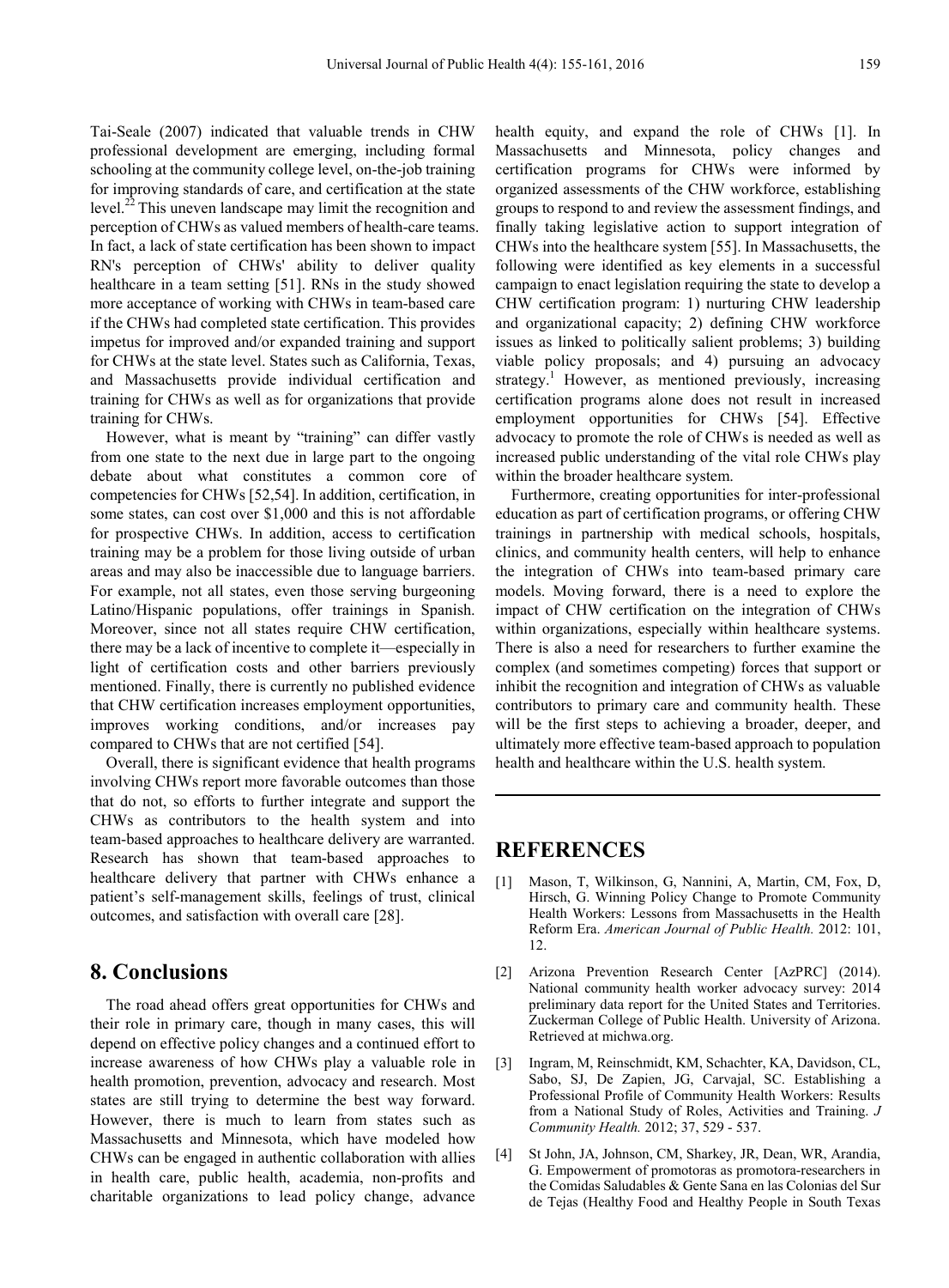Tai-Seale (2007) indicated that valuable trends in CHW professional development are emerging, including formal schooling at the community college level, on-the-job training for improving standards of care, and certification at the state level.[22] This uneven landscape may limit the recognition and perception of CHWs as valued members of health-care teams. In fact, a lack of state certification has been shown to impact RN's perception of CHWs' ability to deliver quality healthcare in a team setting [51]. RNs in the study showed more acceptance of working with CHWs in team-based care if the CHWs had completed state certification. This provides impetus for improved and/or expanded training and support for CHWs at the state level. States such as California, Texas, and Massachusetts provide individual certification and training for CHWs as well as for organizations that provide training for CHWs.

However, what is meant by "training" can differ vastly from one state to the next due in large part to the ongoing debate about what constitutes a common core of competencies for CHWs [52,54]. In addition, certification, in some states, can cost over $1,000 and this is not affordable for prospective CHWs. In addition, access to certification training may be a problem for those living outside of urban areas and may also be inaccessible due to language barriers. For example, not all states, even those serving burgeoning Latino/Hispanic populations, offer trainings in Spanish. Moreover, since not all states require CHW certification, there may be a lack of incentive to complete it—especially in light of certification costs and other barriers previously mentioned. Finally, there is currently no published evidence that CHW certification increases employment opportunities, improves working conditions, and/or increases pay compared to CHWs that are not certified [54].

Overall, there is significant evidence that health programs involving CHWs report more favorable outcomes than those that do not, so efforts to further integrate and support the CHWs as contributors to the health system and into team-based approaches to healthcare delivery are warranted. Research has shown that team-based approaches to healthcare delivery that partner with CHWs enhance a patient's self-management skills, feelings of trust, clinical outcomes, and satisfaction with overall care [28].

## 8. Conclusions

The road ahead offers great opportunities for CHWs and their role in primary care, though in many cases, this will depend on effective policy changes and a continued effort to increase awareness of how CHWs play a valuable role in health promotion, prevention, advocacy and research. Most states are still trying to determine the best way forward. However, there is much to learn from states such as Massachusetts and Minnesota, which have modeled how CHWs can be engaged in authentic collaboration with allies in health care, public health, academia, non-profits and charitable organizations to lead policy change, advance health equity, and expand the role of CHWs [1]. In Massachusetts and Minnesota, policy changes and certification programs for CHWs were informed by organized assessments of the CHW workforce, establishing groups to respond to and review the assessment findings, and finally taking legislative action to support integration of CHWs into the healthcare system [55]. In Massachusetts, the following were identified as key elements in a successful campaign to enact legislation requiring the state to develop a CHW certification program: 1) nurturing CHW leadership and organizational capacity; 2) defining CHW workforce issues as linked to politically salient problems; 3) building viable policy proposals; and 4) pursuing an advocacy strategy.[1] However, as mentioned previously, increasing certification programs alone does not result in increased employment opportunities for CHWs [54]. Effective advocacy to promote the role of CHWs is needed as well as increased public understanding of the vital role CHWs play within the broader healthcare system.

Furthermore, creating opportunities for inter-professional education as part of certification programs, or offering CHW trainings in partnership with medical schools, hospitals, clinics, and community health centers, will help to enhance the integration of CHWs into team-based primary care models. Moving forward, there is a need to explore the impact of CHW certification on the integration of CHWs within organizations, especially within healthcare systems. There is also a need for researchers to further examine the complex (and sometimes competing) forces that support or inhibit the recognition and integration of CHWs as valuable contributors to primary care and community health. These will be the first steps to achieving a broader, deeper, and ultimately more effective team-based approach to population health and healthcare within the U.S. health system.

## REFERENCES

[1] Mason, T, Wilkinson, G, Nannini, A, Martin, CM, Fox, D, Hirsch, G. Winning Policy Change to Promote Community Health Workers: Lessons from Massachusetts in the Health Reform Era. *American Journal of Public Health.* 2012: 101, 12.

[2] Arizona Prevention Research Center [AzPRC] (2014). National community health worker advocacy survey: 2014 preliminary data report for the United States and Territories. Zuckerman College of Public Health. University of Arizona. Retrieved at michwa.org.

[3] Ingram, M, Reinschmidt, KM, Schachter, KA, Davidson, CL, Sabo, SJ, De Zapien, JG, Carvajal, SC. Establishing a Professional Profile of Community Health Workers: Results from a National Study of Roles, Activities and Training. *J Community Health.* 2012; 37, 529 - 537.

[4] St John, JA, Johnson, CM, Sharkey, JR, Dean, WR, Arandia, G. Empowerment of promotoras as promotora-researchers in the Comidas Saludables & Gente Sana en las Colonias del Sur de Tejas (Healthy Food and Healthy People in South Texas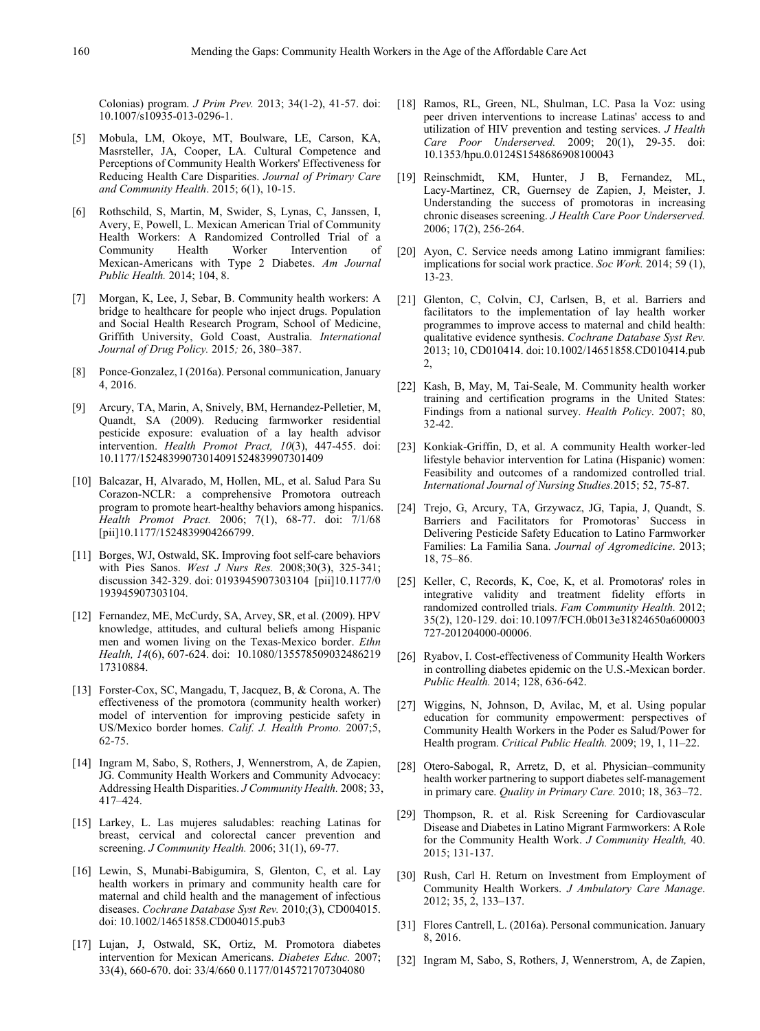Colonias) program. *J Prim Prev.* 2013; 34(1-2), 41-57. doi: 10.1007/s10935-013-0296-1.

[5] Mobula, LM, Okoye, MT, Boulware, LE, Carson, KA, Masrsteller, JA, Cooper, LA. Cultural Competence and Perceptions of Community Health Workers' Effectiveness for Reducing Health Care Disparities. *Journal of Primary Care and Community Health*. 2015; 6(1), 10-15.

[6] Rothschild, S, Martin, M, Swider, S, Lynas, C, Janssen, I, Avery, E, Powell, L. Mexican American Trial of Community Health Workers: A Randomized Controlled Trial of a Community Health Worker Intervention of Mexican-Americans with Type 2 Diabetes. *Am Journal Public Health.* 2014; 104, 8.

[7] Morgan, K, Lee, J, Sebar, B. Community health workers: A bridge to healthcare for people who inject drugs. Population and Social Health Research Program, School of Medicine, Griffith University, Gold Coast, Australia. *International Journal of Drug Policy.* 2015; 26, 380–387.

[8] Ponce-Gonzalez, I (2016a). Personal communication, January 4, 2016.

[9] Arcury, TA, Marin, A, Snively, BM, Hernandez-Pelletier, M, Quandt, SA (2009). Reducing farmworker residential pesticide exposure: evaluation of a lay health advisor intervention. *Health Promot Pract, 10*(3), 447-455. doi: 10.1177/1524839907301409 1524839907301409

[10] Balcazar, H, Alvarado, M, Hollen, ML, et al. Salud Para Su Corazon-NCLR: a comprehensive Promotora outreach program to promote heart-healthy behaviors among hispanics. *Health Promot Pract.* 2006; 7(1), 68-77. doi: 7/1/68 [pii]10.1177/1524839904266799.

[11] Borges, WJ, Ostwald, SK. Improving foot self-care behaviors with Pies Sanos. *West J Nurs Res.* 2008;30(3), 325-341; discussion 342-329. doi: 0193945907303104 [pii]10.1177/0 193945907303104.

[12] Fernandez, ME, McCurdy, SA, Arvey, SR, et al. (2009). HPV knowledge, attitudes, and cultural beliefs among Hispanic men and women living on the Texas-Mexico border. *Ethn Health, 14*(6), 607-624. doi: 10.1080/135578509032486219 17310884.

[13] Forster-Cox, SC, Mangadu, T, Jacquez, B, & Corona, A. The effectiveness of the promotora (community health worker) model of intervention for improving pesticide safety in US/Mexico border homes. *Calif. J. Health Promo.* 2007;5, 62-75.

[14] Ingram M, Sabo, S, Rothers, J, Wennerstrom, A, de Zapien, JG. Community Health Workers and Community Advocacy: Addressing Health Disparities. *J Community Health.* 2008; 33, 417–424.

[15] Larkey, L. Las mujeres saludables: reaching Latinas for breast, cervical and colorectal cancer prevention and screening. *J Community Health.* 2006; 31(1), 69-77.

[16] Lewin, S, Munabi-Babigumira, S, Glenton, C, et al. Lay health workers in primary and community health care for maternal and child health and the management of infectious diseases. *Cochrane Database Syst Rev.* 2010;(3), CD004015. doi: 10.1002/14651858.CD004015.pub3

[17] Lujan, J, Ostwald, SK, Ortiz, M. Promotora diabetes intervention for Mexican Americans. *Diabetes Educ.* 2007; 33(4), 660-670. doi: 33/4/660 0.1177/0145721707304080

[18] Ramos, RL, Green, NL, Shulman, LC. Pasa la Voz: using peer driven interventions to increase Latinas' access to and utilization of HIV prevention and testing services. *J Health Care Poor Underserved.* 2009; 20(1), 29-35. doi: 10.1353/hpu.0.0124S1548686908100043

[19] Reinschmidt, KM, Hunter, J B, Fernandez, ML, Lacy-Martinez, CR, Guernsey de Zapien, J, Meister, J. Understanding the success of promotoras in increasing chronic diseases screening. *J Health Care Poor Underserved.* 2006; 17(2), 256-264.

[20] Ayon, C. Service needs among Latino immigrant families: implications for social work practice. *Soc Work.* 2014; 59 (1), 13-23.

[21] Glenton, C, Colvin, CJ, Carlsen, B, et al. Barriers and facilitators to the implementation of lay health worker programmes to improve access to maternal and child health: qualitative evidence synthesis. *Cochrane Database Syst Rev.* 2013; 10, CD010414. doi: 10.1002/14651858.CD010414.pub 2,

[22] Kash, B, May, M, Tai-Seale, M. Community health worker training and certification programs in the United States: Findings from a national survey. *Health Policy*. 2007; 80, 32-42.

[23] Konkiak-Griffin, D, et al. A community Health worker-led lifestyle behavior intervention for Latina (Hispanic) women: Feasibility and outcomes of a randomized controlled trial. *International Journal of Nursing Studies.*2015; 52, 75-87.

[24] Trejo, G, Arcury, TA, Grzywacz, JG, Tapia, J, Quandt, S. Barriers and Facilitators for Promotoras' Success in Delivering Pesticide Safety Education to Latino Farmworker Families: La Familia Sana. *Journal of Agromedicine*. 2013; 18, 75–86.

[25] Keller, C, Records, K, Coe, K, et al. Promotoras' roles in integrative validity and treatment fidelity efforts in randomized controlled trials. *Fam Community Health.* 2012; 35(2), 120-129. doi: 10.1097/FCH.0b013e31824650a600003 727-201204000-00006.

[26] Ryabov, I. Cost-effectiveness of Community Health Workers in controlling diabetes epidemic on the U.S.-Mexican border. *Public Health.* 2014; 128, 636-642.

[27] Wiggins, N, Johnson, D, Avilac, M, et al. Using popular education for community empowerment: perspectives of Community Health Workers in the Poder es Salud/Power for Health program. *Critical Public Health.* 2009; 19, 1, 11–22.

[28] Otero-Sabogal, R, Arretz, D, et al. Physician–community health worker partnering to support diabetes self-management in primary care. *Quality in Primary Care.* 2010; 18, 363–72.

[29] Thompson, R. et al. Risk Screening for Cardiovascular Disease and Diabetes in Latino Migrant Farmworkers: A Role for the Community Health Work. *J Community Health,* 40. 2015; 131-137.

[30] Rush, Carl H. Return on Investment from Employment of Community Health Workers. *J Ambulatory Care Manage*. 2012; 35, 2, 133–137.

[31] Flores Cantrell, L. (2016a). Personal communication. January 8, 2016.

[32] Ingram M, Sabo, S, Rothers, J, Wennerstrom, A, de Zapien,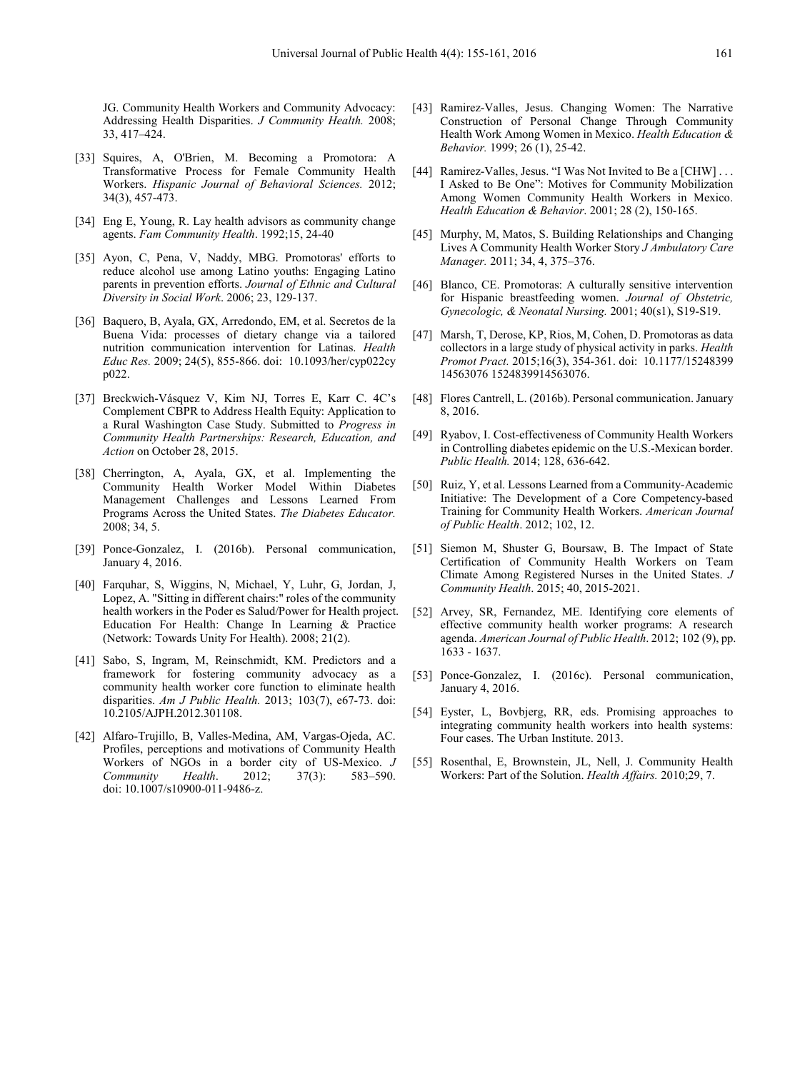JG. Community Health Workers and Community Advocacy: Addressing Health Disparities. *J Community Health.* 2008; 33, 417–424.

[33] Squires, A, O'Brien, M. Becoming a Promotora: A Transformative Process for Female Community Health Workers. *Hispanic Journal of Behavioral Sciences.* 2012; 34(3), 457-473.

[34] Eng E, Young, R. Lay health advisors as community change agents. *Fam Community Health*. 1992;15, 24-40

[35] Ayon, C, Pena, V, Naddy, MBG. Promotoras' efforts to reduce alcohol use among Latino youths: Engaging Latino parents in prevention efforts. *Journal of Ethnic and Cultural Diversity in Social Work*. 2006; 23, 129-137.

[36] Baquero, B, Ayala, GX, Arredondo, EM, et al. Secretos de la Buena Vida: processes of dietary change via a tailored nutrition communication intervention for Latinas. *Health Educ Res.* 2009; 24(5), 855-866. doi: 10.1093/her/cyp022cy p022.

[37] Breckwich-Vásquez V, Kim NJ, Torres E, Karr C. 4C's Complement CBPR to Address Health Equity: Application to a Rural Washington Case Study. Submitted to *Progress in Community Health Partnerships: Research, Education, and Action* on October 28, 2015.

[38] Cherrington, A, Ayala, GX, et al. Implementing the Community Health Worker Model Within Diabetes Management Challenges and Lessons Learned From Programs Across the United States. *The Diabetes Educator.* 2008; 34, 5.

[39] Ponce-Gonzalez, I. (2016b). Personal communication, January 4, 2016.

[40] Farquhar, S, Wiggins, N, Michael, Y, Luhr, G, Jordan, J, Lopez, A. "Sitting in different chairs:" roles of the community health workers in the Poder es Salud/Power for Health project. Education For Health: Change In Learning & Practice (Network: Towards Unity For Health). 2008; 21(2).

[41] Sabo, S, Ingram, M, Reinschmidt, KM. Predictors and a framework for fostering community advocacy as a community health worker core function to eliminate health disparities. *Am J Public Health.* 2013; 103(7), e67-73. doi: 10.2105/AJPH.2012.301108.

[42] Alfaro-Trujillo, B, Valles-Medina, AM, Vargas-Ojeda, AC. Profiles, perceptions and motivations of Community Health Workers of NGOs in a border city of US-Mexico. *J Community Health*. 2012; 37(3): 583–590. doi: 10.1007/s10900-011-9486-z.

[43] Ramirez-Valles, Jesus. Changing Women: The Narrative Construction of Personal Change Through Community Health Work Among Women in Mexico. *Health Education & Behavior.* 1999; 26 (1), 25-42.

[44] Ramirez-Valles, Jesus. "I Was Not Invited to Be a [CHW] . . . I Asked to Be One": Motives for Community Mobilization Among Women Community Health Workers in Mexico. *Health Education & Behavior*. 2001; 28 (2), 150-165.

[45] Murphy, M, Matos, S. Building Relationships and Changing Lives A Community Health Worker Story *J Ambulatory Care Manager.* 2011; 34, 4, 375–376.

[46] Blanco, CE. Promotoras: A culturally sensitive intervention for Hispanic breastfeeding women. *Journal of Obstetric, Gynecologic, & Neonatal Nursing.* 2001; 40(s1), S19-S19.

[47] Marsh, T, Derose, KP, Rios, M, Cohen, D. Promotoras as data collectors in a large study of physical activity in parks. *Health Promot Pract.* 2015;16(3), 354-361. doi: 10.1177/15248399 14563076 1524839914563076.

[48] Flores Cantrell, L. (2016b). Personal communication. January 8, 2016.

[49] Ryabov, I. Cost-effectiveness of Community Health Workers in Controlling diabetes epidemic on the U.S.-Mexican border. *Public Health.* 2014; 128, 636-642.

[50] Ruiz, Y, et al. Lessons Learned from a Community-Academic Initiative: The Development of a Core Competency-based Training for Community Health Workers. *American Journal of Public Health*. 2012; 102, 12.

[51] Siemon M, Shuster G, Boursaw, B. The Impact of State Certification of Community Health Workers on Team Climate Among Registered Nurses in the United States. *J Community Health*. 2015; 40, 2015-2021.

[52] Arvey, SR, Fernandez, ME. Identifying core elements of effective community health worker programs: A research agenda. *American Journal of Public Health*. 2012; 102 (9), pp. 1633 - 1637.

[53] Ponce-Gonzalez, I. (2016c). Personal communication, January 4, 2016.

[54] Eyster, L, Bovbjerg, RR, eds. Promising approaches to integrating community health workers into health systems: Four cases. The Urban Institute. 2013.

[55] Rosenthal, E, Brownstein, JL, Nell, J. Community Health Workers: Part of the Solution. *Health Affairs.* 2010;29, 7.